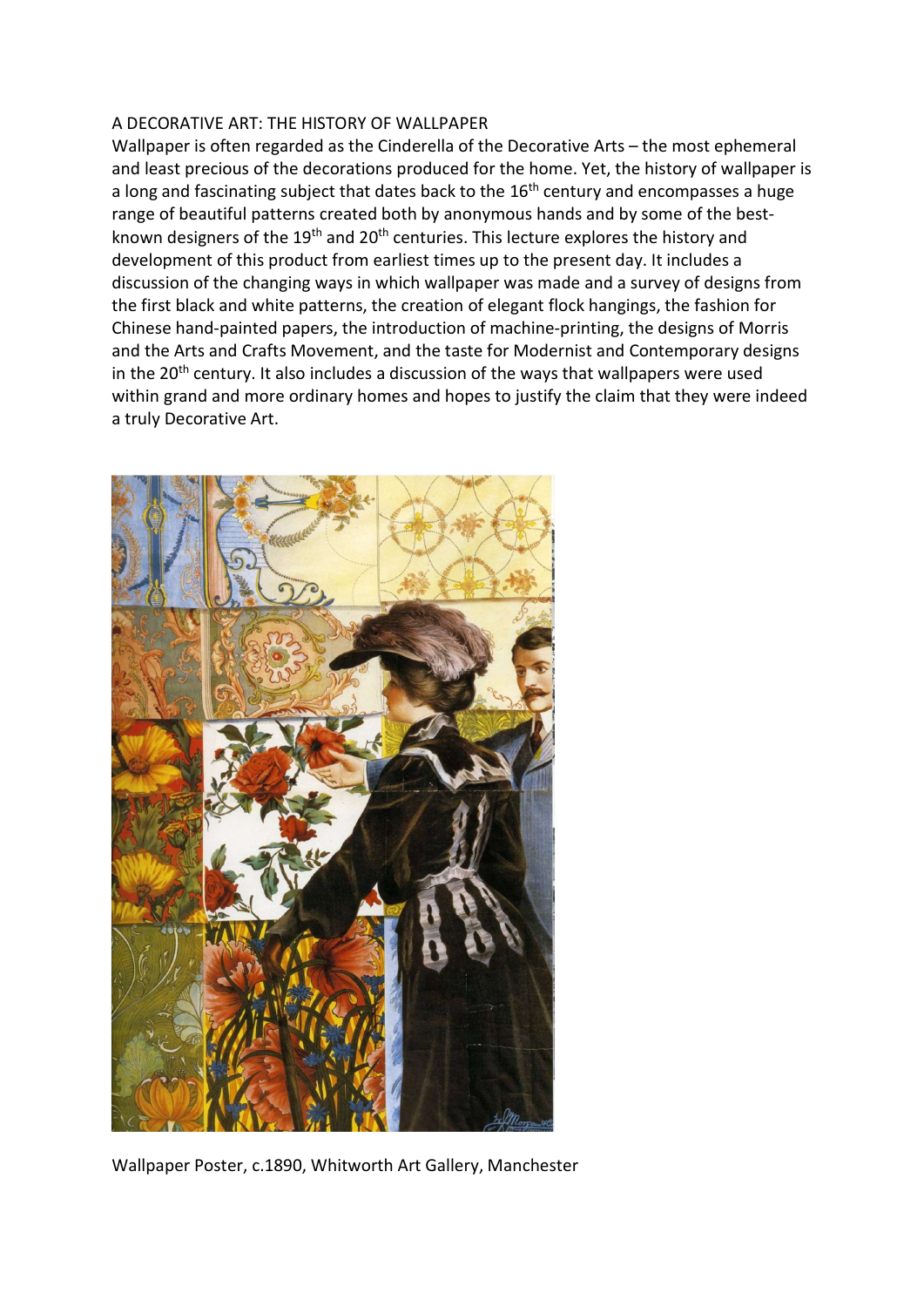# A DECORATIVE ART: THE HISTORY OF WALLPAPER

Wallpaper is often regarded as the Cinderella of the Decorative Arts – the most ephemeral and least precious of the decorations produced for the home. Yet, the history of wallpaper is a long and fascinating subject that dates back to the 16th century and encompasses a huge range of beautiful patterns created both by anonymous hands and by some of the best-known designers of the 19th and 20th centuries. This lecture explores the history and development of this product from earliest times up to the present day. It includes a discussion of the changing ways in which wallpaper was made and a survey of designs from the first black and white patterns, the creation of elegant flock hangings, the fashion for Chinese hand-painted papers, the introduction of machine-printing, the designs of Morris and the Arts and Crafts Movement, and the taste for Modernist and Contemporary designs in the 20th century. It also includes a discussion of the ways that wallpapers were used within grand and more ordinary homes and hopes to justify the claim that they were indeed a truly Decorative Art.

Wallpaper Poster, c.1890, Whitworth Art Gallery, Manchester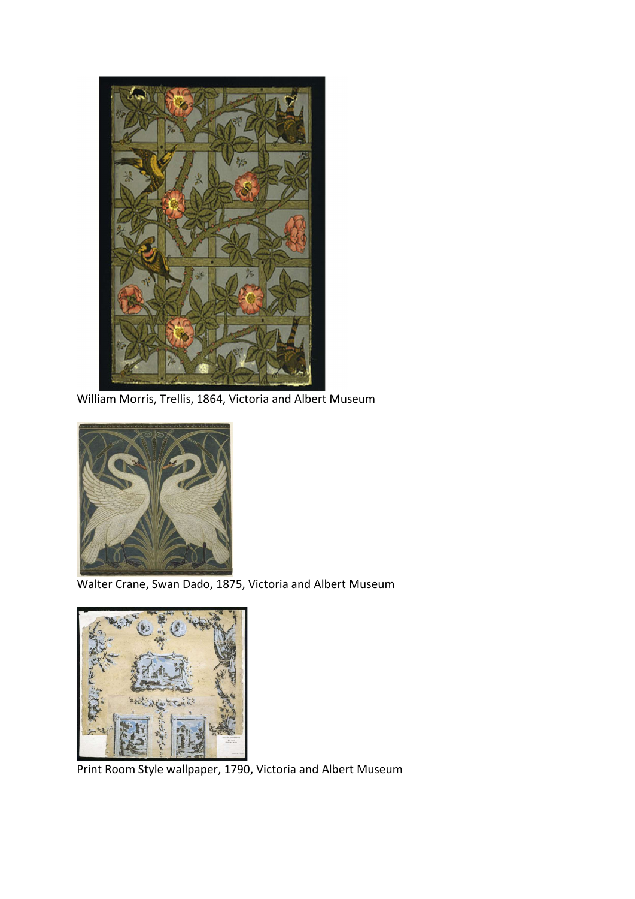William Morris, Trellis, 1864, Victoria and Albert Museum

Walter Crane, Swan Dado, 1875, Victoria and Albert Museum

Print Room Style wallpaper, 1790, Victoria and Albert Museum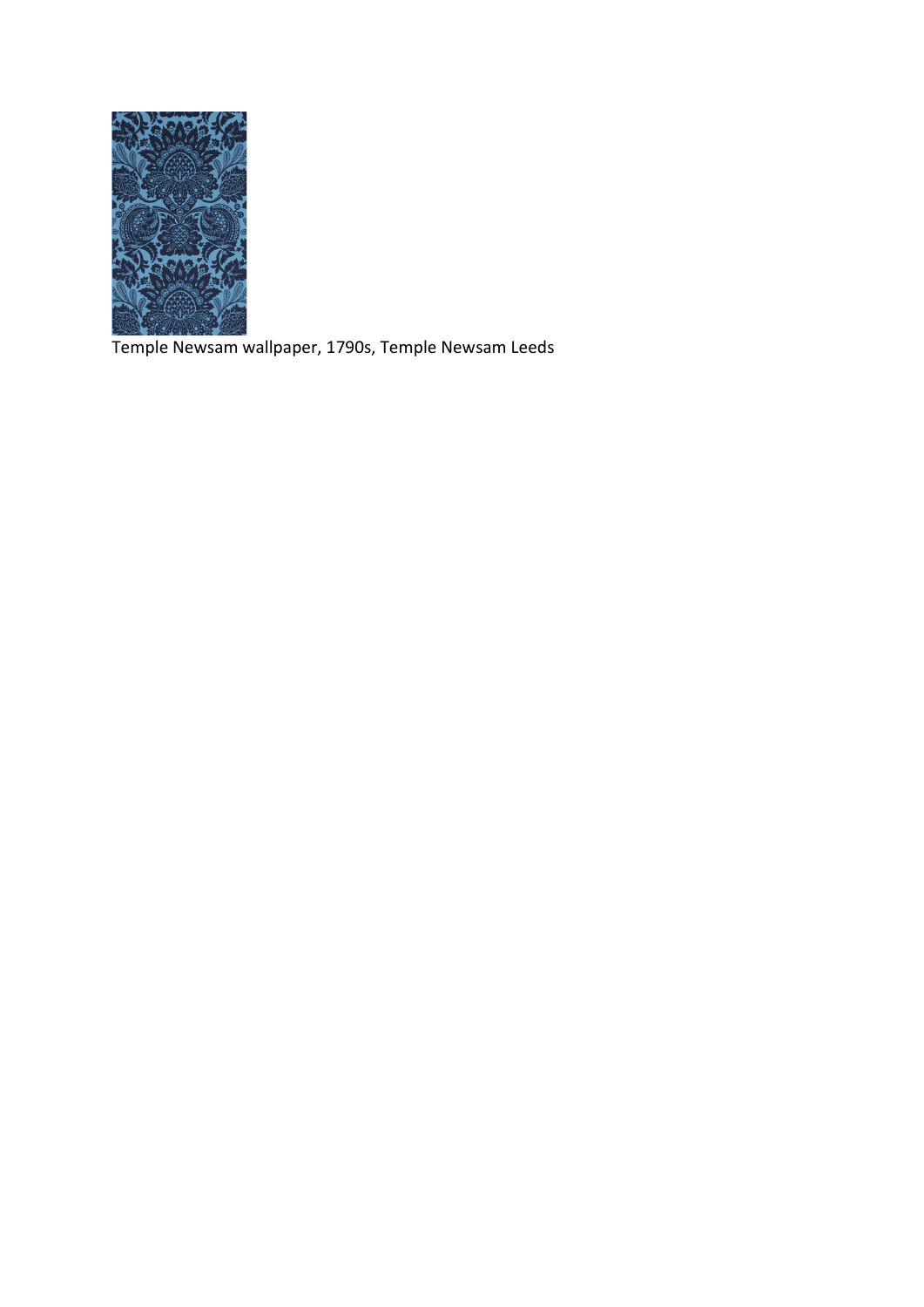Temple Newsam wallpaper, 1790s, Temple Newsam Leeds